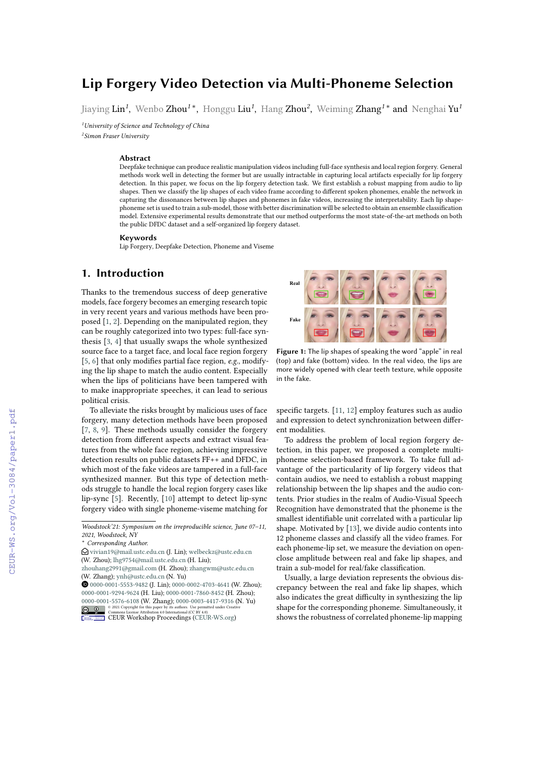# Lip Forgery Video Detection via Multi-Phoneme Selection

Jiaying Lin[1], Wenbo Zhou[1]*, Honggu Liu[1], Hang Zhou[2], Weiming Zhang[1]* and Nenghai Yu[1]

[1]*University of Science and Technology of China*
[2]*Simon Fraser University*

### Abstract

Deepfake technique can produce realistic manipulation videos including full-face synthesis and local region forgery. General methods work well in detecting the former but are usually intractable in capturing local artifacts especially for lip forgery detection. In this paper, we focus on the lip forgery detection task. We first establish a robust mapping from audio to lip shapes. Then we classify the lip shapes of each video frame according to different spoken phonemes, enable the network in capturing the dissonances between lip shapes and phonemes in fake videos, increasing the interpretability. Each lip shape-phoneme set is used to train a sub-model, those with better discrimination will be selected to obtain an ensemble classification model. Extensive experimental results demonstrate that our method outperforms the most state-of-the-art methods on both the public DFDC dataset and a self-organized lip forgery dataset.

### Keywords

Lip Forgery, Deepfake Detection, Phoneme and Viseme

## 1. Introduction

Thanks to the tremendous success of deep generative models, face forgery becomes an emerging research topic in very recent years and various methods have been proposed [1, 2]. Depending on the manipulated region, they can be roughly categorized into two types: full-face synthesis [3, 4] that usually swaps the whole synthesized source face to a target face, and local face region forgery [5, 6] that only modifies partial face region, *e.g.*, modifying the lip shape to match the audio content. Especially when the lips of politicians have been tampered with to make inappropriate speeches, it can lead to serious political crisis.

To alleviate the risks brought by malicious uses of face forgery, many detection methods have been proposed [7, 8, 9]. These methods usually consider the forgery detection from different aspects and extract visual features from the whole face region, achieving impressive detection results on public datasets FF++ and DFDC, in which most of the fake videos are tampered in a full-face synthesized manner. But this type of detection methods struggle to handle the local region forgery cases like lip-sync [5]. Recently, [10] attempt to detect lip-sync forgery video with single phoneme-viseme matching for specific targets. [11, 12] employ features such as audio and expression to detect synchronization between different modalities.

**Figure 1:** The lip shapes of speaking the word "apple" in real (top) and fake (bottom) video. In the real video, the lips are more widely opened with clear teeth texture, while opposite in the fake.

To address the problem of local region forgery detection, in this paper, we proposed a complete multi-phoneme selection-based framework. To take full advantage of the particularity of lip forgery videos that contain audios, we need to establish a robust mapping relationship between the lip shapes and the audio contents. Prior studies in the realm of Audio-Visual Speech Recognition have demonstrated that the phoneme is the smallest identifiable unit correlated with a particular lip shape. Motivated by [13], we divide audio contents into 12 phoneme classes and classify all the video frames. For each phoneme-lip set, we measure the deviation on open-close amplitude between real and fake lip shapes, and train a sub-model for real/fake classification.

Usually, a large deviation represents the obvious discrepancy between the real and fake lip shapes, which also indicates the great difficulty in synthesizing the lip shape for the corresponding phoneme. Simultaneously, it shows the robustness of correlated phoneme-lip mapping

---

Woodstock'21: Symposium on the irreproducible science, June 07–11, 2021, Woodstock, NY
\* Corresponding Author.
vivian19@mail.ustc.edu.cn (J. Lin); welbeckz@ustc.edu.cn (W. Zhou); lhg9754@mail.ustc.edu.cn (H. Liu); zhouhang2991@gmail.com (H. Zhou); zhangwm@ustc.edu.cn (W. Zhang); ynh@ustc.edu.cn (N. Yu)
0000-0001-5553-9482 (J. Lin); 0000-0002-4703-4641 (W. Zhou); 0000-0001-9294-9624 (H. Liu); 0000-0001-7860-8452 (H. Zhou); 0000-0001-5576-6108 (W. Zhang); 0000-0003-4417-9316 (N. Yu)
© 2021 Copyright for this paper by its authors. Use permitted under Creative Commons License Attribution 4.0 International (CC BY 4.0).
CEUR Workshop Proceedings (CEUR-WS.org)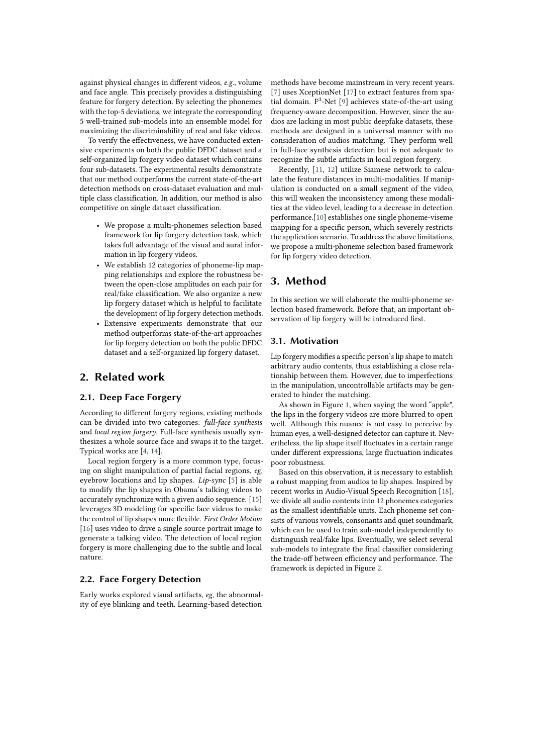against physical changes in different videos, *e.g.*, volume and face angle. This precisely provides a distinguishing feature for forgery detection. By selecting the phonemes with the top-5 deviations, we integrate the corresponding 5 well-trained sub-models into an ensemble model for maximizing the discriminability of real and fake videos.

To verify the effectiveness, we have conducted extensive experiments on both the public DFDC dataset and a self-organized lip forgery video dataset which contains four sub-datasets. The experimental results demonstrate that our method outperforms the current state-of-the-art detection methods on cross-dataset evaluation and multiple class classification. In addition, our method is also competitive on single dataset classification.

- We propose a multi-phonemes selection based framework for lip forgery detection task, which takes full advantage of the visual and aural information in lip forgery videos.
- We establish 12 categories of phoneme-lip mapping relationships and explore the robustness between the open-close amplitudes on each pair for real/fake classification. We also organize a new lip forgery dataset which is helpful to facilitate the development of lip forgery detection methods.
- Extensive experiments demonstrate that our method outperforms state-of-the-art approaches for lip forgery detection on both the public DFDC dataset and a self-organized lip forgery dataset.

## 2. Related work

### 2.1. Deep Face Forgery

According to different forgery regions, existing methods can be divided into two categories: *full-face synthesis* and *local region forgery*. Full-face synthesis usually synthesizes a whole source face and swaps it to the target. Typical works are [4, 14].

Local region forgery is a more common type, focusing on slight manipulation of partial facial regions, *eg*, eyebrow locations and lip shapes. *Lip-sync* [5] is able to modify the lip shapes in Obama's talking videos to accurately synchronize with a given audio sequence. [15] leverages 3D modeling for specific face videos to make the control of lip shapes more flexible. *First Order Motion* [16] uses video to drive a single source portrait image to generate a talking video. The detection of local region forgery is more challenging due to the subtle and local nature.

### 2.2. Face Forgery Detection

Early works explored visual artifacts, *eg*, the abnormality of eye blinking and teeth. Learning-based detection methods have become mainstream in very recent years. [7] uses XceptionNet [17] to extract features from spatial domain. $F^3$-Net [9] achieves state-of-the-art using frequency-aware decomposition. However, since the audios are lacking in most public deepfake datasets, these methods are designed in a universal manner with no consideration of audios matching. They perform well in full-face synthesis detection but is not adequate to recognize the subtle artifacts in local region forgery.

Recently, [11, 12] utilize Siamese network to calculate the feature distances in multi-modalities. If manipulation is conducted on a small segment of the video, this will weaken the inconsistency among these modalities at the video level, leading to a decrease in detection performance.[10] establishes one single phoneme-viseme mapping for a specific person, which severely restricts the application scenario. To address the above limitations, we propose a multi-phoneme selection based framework for lip forgery video detection.

## 3. Method

In this section we will elaborate the multi-phoneme selection based framework. Before that, an important observation of lip forgery will be introduced first.

### 3.1. Motivation

Lip forgery modifies a specific person's lip shape to match arbitrary audio contents, thus establishing a close relationship between them. However, due to imperfections in the manipulation, uncontrollable artifacts may be generated to hinder the matching.

As shown in Figure 1, when saying the word "apple", the lips in the forgery videos are more blurred to open well. Although this nuance is not easy to perceive by human eyes, a well-designed detector can capture it. Nevertheless, the lip shape itself fluctuates in a certain range under different expressions, large fluctuation indicates poor robustness.

Based on this observation, it is necessary to establish a robust mapping from audios to lip shapes. Inspired by recent works in Audio-Visual Speech Recognition [18], we divide all audio contents into 12 phonemes categories as the smallest identifiable units. Each phoneme set consists of various vowels, consonants and quiet soundmark, which can be used to train sub-model independently to distinguish real/fake lips. Eventually, we select several sub-models to integrate the final classifier considering the trade-off between efficiency and performance. The framework is depicted in Figure 2.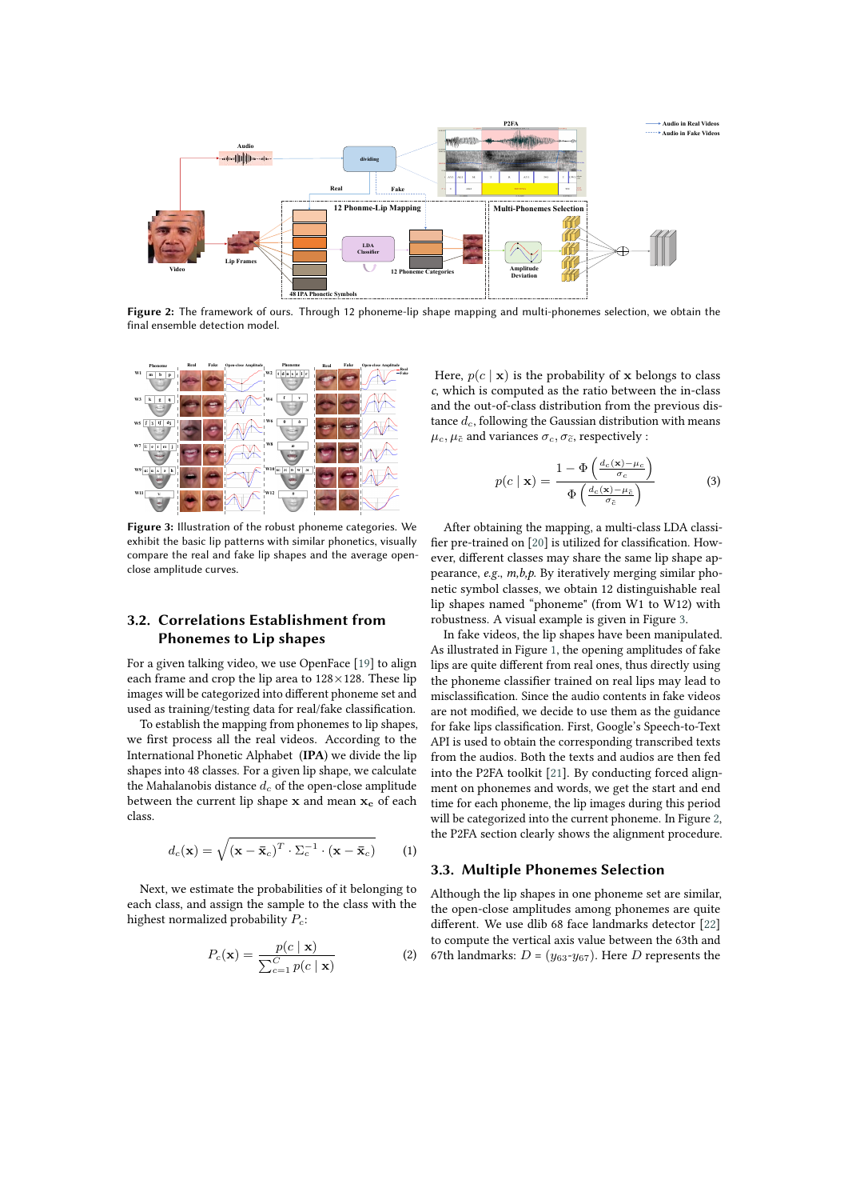**Figure 2:** The framework of ours. Through 12 phoneme-lip shape mapping and multi-phonemes selection, we obtain the final ensemble detection model.

**Figure 3:** Illustration of the robust phoneme categories. We exhibit the basic lip patterns with similar phonetics, visually compare the real and fake lip shapes and the average open-close amplitude curves.

## 3.2. Correlations Establishment from Phonemes to Lip shapes

For a given talking video, we use OpenFace [19] to align each frame and crop the lip area to 128×128. These lip images will be categorized into different phoneme set and used as training/testing data for real/fake classification.

To establish the mapping from phonemes to lip shapes, we first process all the real videos. According to the International Phonetic Alphabet (**IPA**) we divide the lip shapes into 48 classes. For a given lip shape, we calculate the Mahalanobis distance $d_c$ of the open-close amplitude between the current lip shape $\mathbf{x}$ and mean $\mathbf{x_c}$ of each class.

$$d_c(\mathbf{x}) = \sqrt{(\mathbf{x} - \bar{\mathbf{x}}_c)^T \cdot \Sigma_c^{-1} \cdot (\mathbf{x} - \bar{\mathbf{x}}_c)} \tag{1}$$

Next, we estimate the probabilities of it belonging to each class, and assign the sample to the class with the highest normalized probability $P_c$:

$$P_c(\mathbf{x}) = \frac{p(c \mid \mathbf{x})}{\sum_{c=1}^{C} p(c \mid \mathbf{x})} \tag{2}$$

Here, $p(c \mid \mathbf{x})$ is the probability of $\mathbf{x}$ belongs to class $c$, which is computed as the ratio between the in-class and the out-of-class distribution from the previous distance $d_c$, following the Gaussian distribution with means $\mu_c, \mu_{\bar{c}}$ and variances $\sigma_c, \sigma_{\bar{c}}$, respectively :

$$p(c \mid \mathbf{x}) = \frac{1 - \Phi\left(\frac{d_c(\mathbf{x}) - \mu_c}{\sigma_c}\right)}{\Phi\left(\frac{d_c(\mathbf{x}) - \mu_{\bar{c}}}{\sigma_{\bar{c}}}\right)} \tag{3}$$

After obtaining the mapping, a multi-class LDA classifier pre-trained on [20] is utilized for classification. However, different classes may share the same lip shape appearance, *e.g., m,b,p*. By iteratively merging similar phonetic symbol classes, we obtain 12 distinguishable real lip shapes named "phoneme" (from W1 to W12) with robustness. A visual example is given in Figure 3.

In fake videos, the lip shapes have been manipulated. As illustrated in Figure 1, the opening amplitudes of fake lips are quite different from real ones, thus directly using the phoneme classifier trained on real lips may lead to misclassification. Since the audio contents in fake videos are not modified, we decide to use them as the guidance for fake lips classification. First, Google's Speech-to-Text API is used to obtain the corresponding transcribed texts from the audios. Both the texts and audios are then fed into the P2FA toolkit [21]. By conducting forced alignment on phonemes and words, we get the start and end time for each phoneme, the lip images during this period will be categorized into the current phoneme. In Figure 2, the P2FA section clearly shows the alignment procedure.

## 3.3. Multiple Phonemes Selection

Although the lip shapes in one phoneme set are similar, the open-close amplitudes among phonemes are quite different. We use dlib 68 face landmarks detector [22] to compute the vertical axis value between the 63th and 67th landmarks: $D = (y_{63}\text{-}y_{67})$. Here $D$ represents the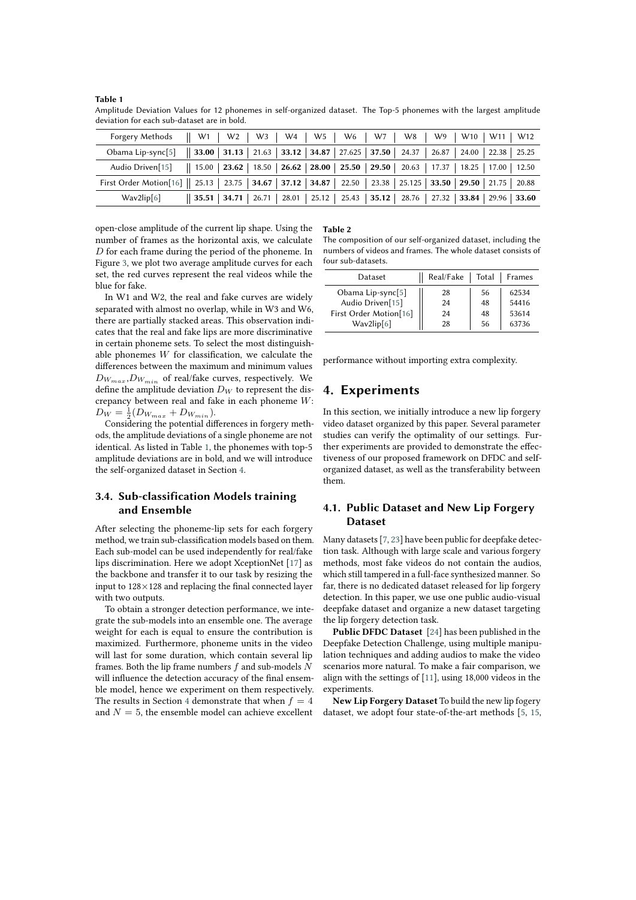**Table 1**
Amplitude Deviation Values for 12 phonemes in self-organized dataset. The Top-5 phonemes with the largest amplitude deviation for each sub-dataset are in bold.

| Forgery Methods | W1 | W2 | W3 | W4 | W5 | W6 | W7 | W8 | W9 | W10 | W11 | W12 |
|---|---|---|---|---|---|---|---|---|---|---|---|---|
| Obama Lip-sync[5] | **33.00** | **31.13** | 21.63 | **33.12** | **34.87** | 27.625 | **37.50** | 24.37 | 26.87 | 24.00 | 22.38 | 25.25 |
| Audio Driven[15] | 15.00 | **23.62** | 18.50 | **26.62** | **28.00** | **25.50** | **29.50** | 20.63 | 17.37 | 18.25 | 17.00 | 12.50 |
| First Order Motion[16] | 25.13 | 23.75 | **34.67** | **37.12** | **34.87** | 22.50 | 23.38 | 25.125 | **33.50** | **29.50** | 21.75 | 20.88 |
| Wav2lip[6] | **35.51** | **34.71** | 26.71 | 28.01 | 25.12 | 25.43 | **35.12** | 28.76 | 27.32 | **33.84** | 29.96 | **33.60** |

open-close amplitude of the current lip shape. Using the number of frames as the horizontal axis, we calculate $D$ for each frame during the period of the phoneme. In Figure 3, we plot two average amplitude curves for each set, the red curves represent the real videos while the blue for fake.

In W1 and W2, the real and fake curves are widely separated with almost no overlap, while in W3 and W6, there are partially stacked areas. This observation indicates that the real and fake lips are more discriminative in certain phoneme sets. To select the most distinguishable phonemes $W$ for classification, we calculate the differences between the maximum and minimum values $D_{W_{max}}$, $D_{W_{min}}$ of real/fake curves, respectively. We define the amplitude deviation $D_W$ to represent the discrepancy between real and fake in each phoneme $W$: $D_W = \frac{1}{2}(D_{W_{max}} + D_{W_{min}})$.

Considering the potential differences in forgery methods, the amplitude deviations of a single phoneme are not identical. As listed in Table 1, the phonemes with top-5 amplitude deviations are in bold, and we will introduce the self-organized dataset in Section 4.

### 3.4. Sub-classification Models training and Ensemble

After selecting the phoneme-lip sets for each forgery method, we train sub-classification models based on them. Each sub-model can be used independently for real/fake lips discrimination. Here we adopt XceptionNet [17] as the backbone and transfer it to our task by resizing the input to 128×128 and replacing the final connected layer with two outputs.

To obtain a stronger detection performance, we integrate the sub-models into an ensemble one. The average weight for each is equal to ensure the contribution is maximized. Furthermore, phoneme units in the video will last for some duration, which contain several lip frames. Both the lip frame numbers $f$ and sub-models $N$ will influence the detection accuracy of the final ensemble model, hence we experiment on them respectively. The results in Section 4 demonstrate that when $f = 4$ and $N = 5$, the ensemble model can achieve excellent performance without importing extra complexity.

**Table 2**
The composition of our self-organized dataset, including the numbers of videos and frames. The whole dataset consists of four sub-datasets.

| Dataset | Real/Fake | Total | Frames |
|---|---|---|---|
| Obama Lip-sync[5] | 28 | 56 | 62534 |
| Audio Driven[15] | 24 | 48 | 54416 |
| First Order Motion[16] | 24 | 48 | 53614 |
| Wav2lip[6] | 28 | 56 | 63736 |

## 4. Experiments

In this section, we initially introduce a new lip forgery video dataset organized by this paper. Several parameter studies can verify the optimality of our settings. Further experiments are provided to demonstrate the effectiveness of our proposed framework on DFDC and self-organized dataset, as well as the transferability between them.

### 4.1. Public Dataset and New Lip Forgery Dataset

Many datasets [7, 23] have been public for deepfake detection task. Although with large scale and various forgery methods, most fake videos do not contain the audios, which still tampered in a full-face synthesized manner. So far, there is no dedicated dataset released for lip forgery detection. In this paper, we use one public audio-visual deepfake dataset and organize a new dataset targeting the lip forgery detection task.

**Public DFDC Dataset** [24] has been published in the Deepfake Detection Challenge, using multiple manipulation techniques and adding audios to make the video scenarios more natural. To make a fair comparison, we align with the settings of [11], using 18,000 videos in the experiments.

**New Lip Forgery Dataset** To build the new lip fogery dataset, we adopt four state-of-the-art methods [5, 15,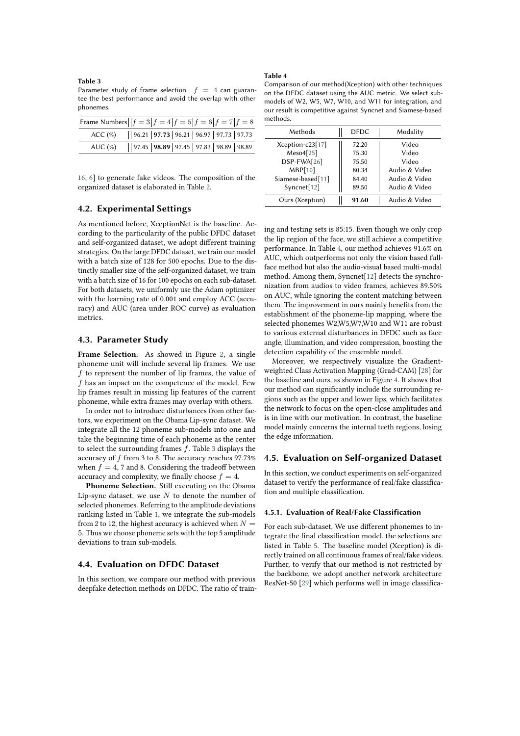**Table 3**
Parameter study of frame selection. $f = 4$ can guarantee the best performance and avoid the overlap with other phonemes.

| Frame Numbers | $f = 3$ | $f = 4$ | $f = 5$ | $f = 6$ | $f = 7$ | $f = 8$ |
|---|---|---|---|---|---|---|
| ACC (%) | 96.21 | **97.73** | 96.21 | 96.97 | 97.73 | 97.73 |
| AUC (%) | 97.45 | **98.89** | 97.45 | 97.83 | 98.89 | 98.89 |

16, 6] to generate fake videos. The composition of the organized dataset is elaborated in Table 2.

## 4.2. Experimental Settings

As mentioned before, XceptionNet is the baseline. According to the particularity of the public DFDC dataset and self-organized dataset, we adopt different training strategies. On the large DFDC dataset, we train our model with a batch size of 128 for 500 epochs. Due to the distinctly smaller size of the self-organized dataset, we train with a batch size of 16 for 100 epochs on each sub-dataset. For both datasets, we uniformly use the Adam optimizer with the learning rate of 0.001 and employ ACC (accuracy) and AUC (area under ROC curve) as evaluation metrics.

## 4.3. Parameter Study

**Frame Selection.** As showed in Figure 2, a single phoneme unit will include several lip frames. We use $f$ to represent the number of lip frames, the value of $f$ has an impact on the competence of the model. Few lip frames result in missing lip features of the current phoneme, while extra frames may overlap with others.

In order not to introduce disturbances from other factors, we experiment on the Obama Lip-sync dataset. We integrate all the 12 phoneme sub-models into one and take the beginning time of each phoneme as the center to select the surrounding frames $f$. Table 3 displays the accuracy of $f$ from 3 to 8. The accuracy reaches 97.73% when $f = 4$, 7 and 8. Considering the tradeoff between accuracy and complexity, we finally choose $f = 4$.

**Phoneme Selection.** Still executing on the Obama Lip-sync dataset, we use $N$ to denote the number of selected phonemes. Referring to the amplitude deviations ranking listed in Table 1, we integrate the sub-models from 2 to 12, the highest accuracy is achieved when $N = 5$. Thus we choose phoneme sets with the top 5 amplitude deviations to train sub-models.

## 4.4. Evaluation on DFDC Dataset

In this section, we compare our method with previous deepfake detection methods on DFDC. The ratio of training and testing sets is 85:15. Even though we only crop the lip region of the face, we still achieve a competitive performance. In Table 4, our method achieves 91.6% on AUC, which outperforms not only the vision based full-face method but also the audio-visual based multi-modal method. Among them, Syncnet[12] detects the synchronization from audios to video frames, achieves 89.50% on AUC, while ignoring the content matching between them. The improvement in ours mainly benefits from the establishment of the phoneme-lip mapping, where the selected phonemes W2,W5,W7,W10 and W11 are robust to various external disturbances in DFDC such as face angle, illumination, and video compression, boosting the detection capability of the ensemble model.

**Table 4**
Comparison of our method(Xception) with other techniques on the DFDC dataset using the AUC metric. We select sub-models of W2, W5, W7, W10, and W11 for integration, and our result is competitive against Syncnet and Siamese-based methods.

| Methods | DFDC | Modality |
|---|---|---|
| Xception-c23[17] | 72.20 | Video |
| Meso4[25] | 75.30 | Video |
| DSP-FWA[26] | 75.50 | Video |
| MBP[10] | 80.34 | Audio & Video |
| Siamese-based[11] | 84.40 | Audio & Video |
| Syncnet[12] | 89.50 | Audio & Video |
| Ours (Xception) | **91.60** | Audio & Video |

Moreover, we respectively visualize the Gradient-weighted Class Activation Mapping (Grad-CAM) [28] for the baseline and ours, as shown in Figure 4. It shows that our method can significantly include the surrounding regions such as the upper and lower lips, which facilitates the network to focus on the open-close amplitudes and is in line with our motivation. In contrast, the baseline model mainly concerns the internal teeth regions, losing the edge information.

## 4.5. Evaluation on Self-organized Dataset

In this section, we conduct experiments on self-organized dataset to verify the performance of real/fake classification and multiple classification.

### 4.5.1. Evaluation of Real/Fake Classification

For each sub-dataset, We use different phonemes to integrate the final classification model, the selections are listed in Table 5. The baseline model (Xception) is directly trained on all continuous frames of real/fake videos. Further, to verify that our method is not restricted by the backbone, we adopt another network architecture ResNet-50 [29] which performs well in image classifica-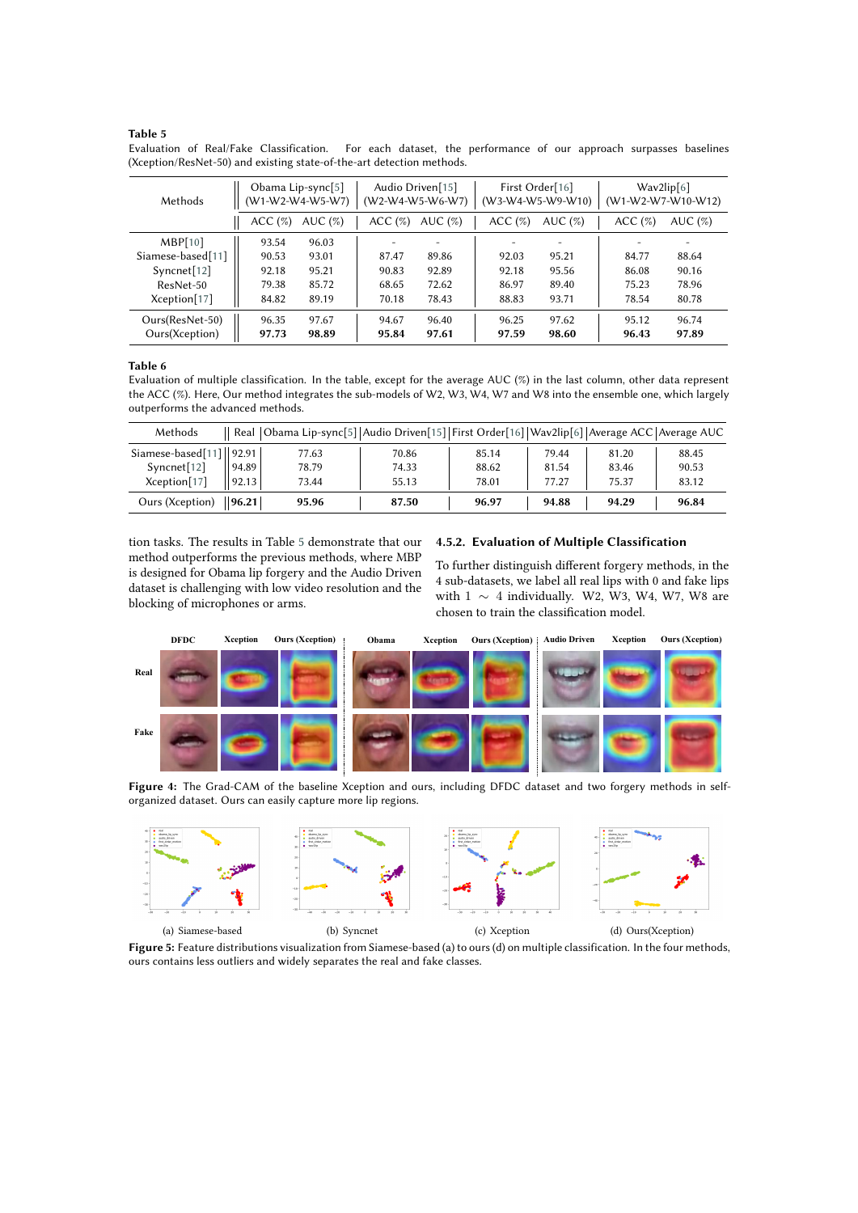**Table 5**
Evaluation of Real/Fake Classification. For each dataset, the performance of our approach surpasses baselines (Xception/ResNet-50) and existing state-of-the-art detection methods.

| Methods | Obama Lip-sync[5] (W1-W2-W4-W5-W7) | | Audio Driven[15] (W2-W4-W5-W6-W7) | | First Order[16] (W3-W4-W5-W9-W10) | | Wav2lip[6] (W1-W2-W7-W10-W12) | |
|---|---|---|---|---|---|---|---|---|
| | ACC (%) | AUC (%) | ACC (%) | AUC (%) | ACC (%) | AUC (%) | ACC (%) | AUC (%) |
| MBP[10] | 93.54 | 96.03 | - | - | - | - | - | - |
| Siamese-based[11] | 90.53 | 93.01 | 87.47 | 89.86 | 92.03 | 95.21 | 84.77 | 88.64 |
| Syncnet[12] | 92.18 | 95.21 | 90.83 | 92.89 | 92.18 | 95.56 | 86.08 | 90.16 |
| ResNet-50 | 79.38 | 85.72 | 68.65 | 72.62 | 86.97 | 89.40 | 75.23 | 78.96 |
| Xception[17] | 84.82 | 89.19 | 70.18 | 78.43 | 88.83 | 93.71 | 78.54 | 80.78 |
| Ours(ResNet-50) | 96.35 | 97.67 | 94.67 | 96.40 | 96.25 | 97.62 | 95.12 | 96.74 |
| Ours(Xception) | **97.73** | **98.89** | **95.84** | **97.61** | **97.59** | **98.60** | **96.43** | **97.89** |

**Table 6**
Evaluation of multiple classification. In the table, except for the average AUC (%) in the last column, other data represent the ACC (%). Here, Our method integrates the sub-models of W2, W3, W4, W7 and W8 into the ensemble one, which largely outperforms the advanced methods.

| Methods | Real | Obama Lip-sync[5] | Audio Driven[15] | First Order[16] | Wav2lip[6] | Average ACC | Average AUC |
|---|---|---|---|---|---|---|---|
| Siamese-based[11] | 92.91 | 77.63 | 70.86 | 85.14 | 79.44 | 81.20 | 88.45 |
| Syncnet[12] | 94.89 | 78.79 | 74.33 | 88.62 | 81.54 | 83.46 | 90.53 |
| Xception[17] | 92.13 | 73.44 | 55.13 | 78.01 | 77.27 | 75.37 | 83.12 |
| Ours (Xception) | **96.21** | **95.96** | **87.50** | **96.97** | **94.88** | **94.29** | **96.84** |

tion tasks. The results in Table 5 demonstrate that our method outperforms the previous methods, where MBP is designed for Obama lip forgery and the Audio Driven dataset is challenging with low video resolution and the blocking of microphones or arms.

### 4.5.2. Evaluation of Multiple Classification

To further distinguish different forgery methods, in the 4 sub-datasets, we label all real lips with 0 and fake lips with $1 \sim 4$ individually. W2, W3, W4, W7, W8 are chosen to train the classification model.

**Figure 4:** The Grad-CAM of the baseline Xception and ours, including DFDC dataset and two forgery methods in self-organized dataset. Ours can easily capture more lip regions.

(a) Siamese-based (b) Syncnet (c) Xception (d) Ours(Xception)

**Figure 5:** Feature distributions visualization from Siamese-based (a) to ours (d) on multiple classification. In the four methods, ours contains less outliers and widely separates the real and fake classes.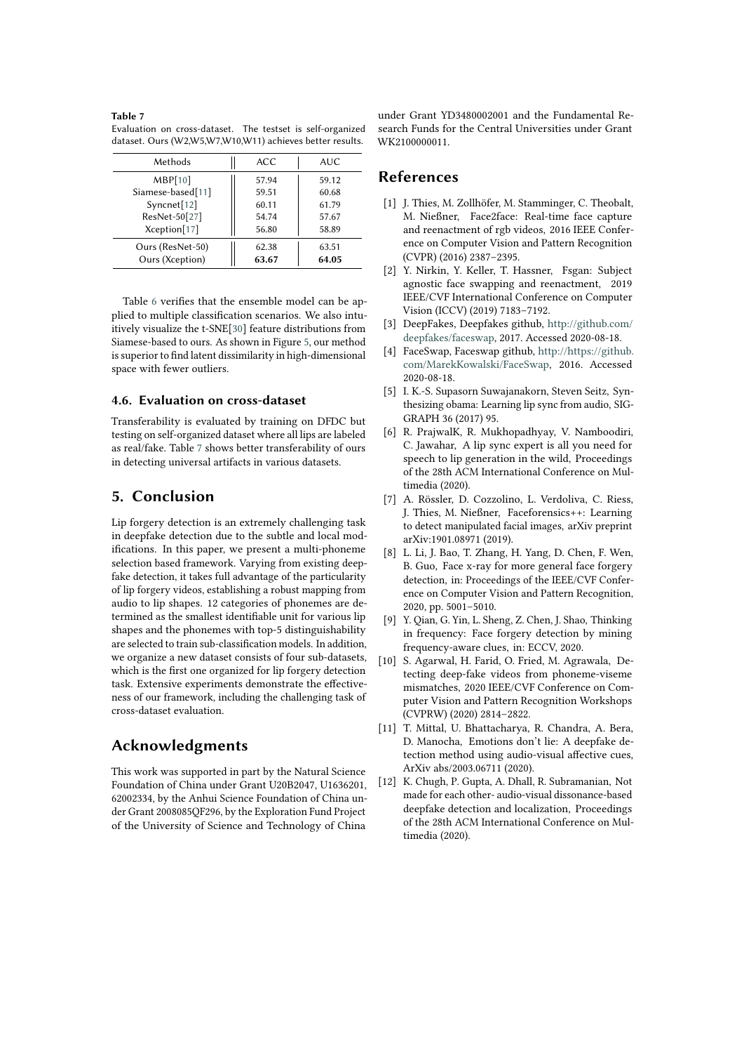**Table 7**
Evaluation on cross-dataset. The testset is self-organized dataset. Ours (W2,W5,W7,W10,W11) achieves better results.

| Methods | ACC | AUC |
|---|---|---|
| MBP[10] | 57.94 | 59.12 |
| Siamese-based[11] | 59.51 | 60.68 |
| Syncnet[12] | 60.11 | 61.79 |
| ResNet-50[27] | 54.74 | 57.67 |
| Xception[17] | 56.80 | 58.89 |
| Ours (ResNet-50) | 62.38 | 63.51 |
| Ours (Xception) | **63.67** | **64.05** |

Table 6 verifies that the ensemble model can be applied to multiple classification scenarios. We also intuitively visualize the t-SNE[30] feature distributions from Siamese-based to ours. As shown in Figure 5, our method is superior to find latent dissimilarity in high-dimensional space with fewer outliers.

### 4.6. Evaluation on cross-dataset

Transferability is evaluated by training on DFDC but testing on self-organized dataset where all lips are labeled as real/fake. Table 7 shows better transferability of ours in detecting universal artifacts in various datasets.

## 5. Conclusion

Lip forgery detection is an extremely challenging task in deepfake detection due to the subtle and local modifications. In this paper, we present a multi-phoneme selection based framework. Varying from existing deepfake detection, it takes full advantage of the particularity of lip forgery videos, establishing a robust mapping from audio to lip shapes. 12 categories of phonemes are determined as the smallest identifiable unit for various lip shapes and the phonemes with top-5 distinguishability are selected to train sub-classification models. In addition, we organize a new dataset consists of four sub-datasets, which is the first one organized for lip forgery detection task. Extensive experiments demonstrate the effectiveness of our framework, including the challenging task of cross-dataset evaluation.

## Acknowledgments

This work was supported in part by the Natural Science Foundation of China under Grant U20B2047, U1636201, 62002334, by the Anhui Science Foundation of China under Grant 2008085QF296, by the Exploration Fund Project of the University of Science and Technology of China under Grant YD3480002001 and the Fundamental Research Funds for the Central Universities under Grant WK2100000011.

## References

[1] J. Thies, M. Zollhöfer, M. Stamminger, C. Theobalt, M. Nießner, Face2face: Real-time face capture and reenactment of rgb videos, 2016 IEEE Conference on Computer Vision and Pattern Recognition (CVPR) (2016) 2387–2395.

[2] Y. Nirkin, Y. Keller, T. Hassner, Fsgan: Subject agnostic face swapping and reenactment, 2019 IEEE/CVF International Conference on Computer Vision (ICCV) (2019) 7183–7192.

[3] DeepFakes, Deepfakes github, http://github.com/deepfakes/faceswap, 2017. Accessed 2020-08-18.

[4] FaceSwap, Faceswap github, http://https://github.com/MarekKowalski/FaceSwap, 2016. Accessed 2020-08-18.

[5] I. K.-S. Supasorn Suwajanakorn, Steven Seitz, Synthesizing obama: Learning lip sync from audio, SIGGRAPH 36 (2017) 95.

[6] R. PrajwalK, R. Mukhopadhyay, V. Namboodiri, C. Jawahar, A lip sync expert is all you need for speech to lip generation in the wild, Proceedings of the 28th ACM International Conference on Multimedia (2020).

[7] A. Rössler, D. Cozzolino, L. Verdoliva, C. Riess, J. Thies, M. Nießner, Faceforensics++: Learning to detect manipulated facial images, arXiv preprint arXiv:1901.08971 (2019).

[8] L. Li, J. Bao, T. Zhang, H. Yang, D. Chen, F. Wen, B. Guo, Face x-ray for more general face forgery detection, in: Proceedings of the IEEE/CVF Conference on Computer Vision and Pattern Recognition, 2020, pp. 5001–5010.

[9] Y. Qian, G. Yin, L. Sheng, Z. Chen, J. Shao, Thinking in frequency: Face forgery detection by mining frequency-aware clues, in: ECCV, 2020.

[10] S. Agarwal, H. Farid, O. Fried, M. Agrawala, Detecting deep-fake videos from phoneme-viseme mismatches, 2020 IEEE/CVF Conference on Computer Vision and Pattern Recognition Workshops (CVPRW) (2020) 2814–2822.

[11] T. Mittal, U. Bhattacharya, R. Chandra, A. Bera, D. Manocha, Emotions don't lie: A deepfake detection method using audio-visual affective cues, ArXiv abs/2003.06711 (2020).

[12] K. Chugh, P. Gupta, A. Dhall, R. Subramanian, Not made for each other- audio-visual dissonance-based deepfake detection and localization, Proceedings of the 28th ACM International Conference on Multimedia (2020).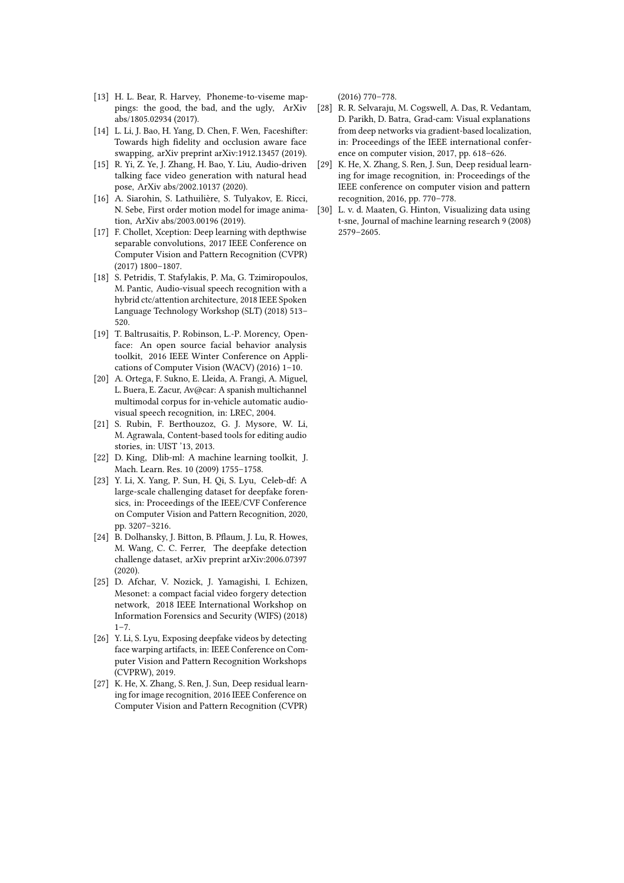[13] H. L. Bear, R. Harvey, Phoneme-to-viseme mappings: the good, the bad, and the ugly, ArXiv abs/1805.02934 (2017).

[14] L. Li, J. Bao, H. Yang, D. Chen, F. Wen, Faceshifter: Towards high fidelity and occlusion aware face swapping, arXiv preprint arXiv:1912.13457 (2019).

[15] R. Yi, Z. Ye, J. Zhang, H. Bao, Y. Liu, Audio-driven talking face video generation with natural head pose, ArXiv abs/2002.10137 (2020).

[16] A. Siarohin, S. Lathuilière, S. Tulyakov, E. Ricci, N. Sebe, First order motion model for image animation, ArXiv abs/2003.00196 (2019).

[17] F. Chollet, Xception: Deep learning with depthwise separable convolutions, 2017 IEEE Conference on Computer Vision and Pattern Recognition (CVPR) (2017) 1800–1807.

[18] S. Petridis, T. Stafylakis, P. Ma, G. Tzimiropoulos, M. Pantic, Audio-visual speech recognition with a hybrid ctc/attention architecture, 2018 IEEE Spoken Language Technology Workshop (SLT) (2018) 513–520.

[19] T. Baltrusaitis, P. Robinson, L.-P. Morency, Openface: An open source facial behavior analysis toolkit, 2016 IEEE Winter Conference on Applications of Computer Vision (WACV) (2016) 1–10.

[20] A. Ortega, F. Sukno, E. Lleida, A. Frangi, A. Miguel, L. Buera, E. Zacur, Av@car: A spanish multichannel multimodal corpus for in-vehicle automatic audio-visual speech recognition, in: LREC, 2004.

[21] S. Rubin, F. Berthouzoz, G. J. Mysore, W. Li, M. Agrawala, Content-based tools for editing audio stories, in: UIST '13, 2013.

[22] D. King, Dlib-ml: A machine learning toolkit, J. Mach. Learn. Res. 10 (2009) 1755–1758.

[23] Y. Li, X. Yang, P. Sun, H. Qi, S. Lyu, Celeb-df: A large-scale challenging dataset for deepfake forensics, in: Proceedings of the IEEE/CVF Conference on Computer Vision and Pattern Recognition, 2020, pp. 3207–3216.

[24] B. Dolhansky, J. Bitton, B. Pflaum, J. Lu, R. Howes, M. Wang, C. C. Ferrer, The deepfake detection challenge dataset, arXiv preprint arXiv:2006.07397 (2020).

[25] D. Afchar, V. Nozick, J. Yamagishi, I. Echizen, Mesonet: a compact facial video forgery detection network, 2018 IEEE International Workshop on Information Forensics and Security (WIFS) (2018) 1–7.

[26] Y. Li, S. Lyu, Exposing deepfake videos by detecting face warping artifacts, in: IEEE Conference on Computer Vision and Pattern Recognition Workshops (CVPRW), 2019.

[27] K. He, X. Zhang, S. Ren, J. Sun, Deep residual learning for image recognition, 2016 IEEE Conference on Computer Vision and Pattern Recognition (CVPR) (2016) 770–778.

[28] R. R. Selvaraju, M. Cogswell, A. Das, R. Vedantam, D. Parikh, D. Batra, Grad-cam: Visual explanations from deep networks via gradient-based localization, in: Proceedings of the IEEE international conference on computer vision, 2017, pp. 618–626.

[29] K. He, X. Zhang, S. Ren, J. Sun, Deep residual learning for image recognition, in: Proceedings of the IEEE conference on computer vision and pattern recognition, 2016, pp. 770–778.

[30] L. v. d. Maaten, G. Hinton, Visualizing data using t-sne, Journal of machine learning research 9 (2008) 2579–2605.